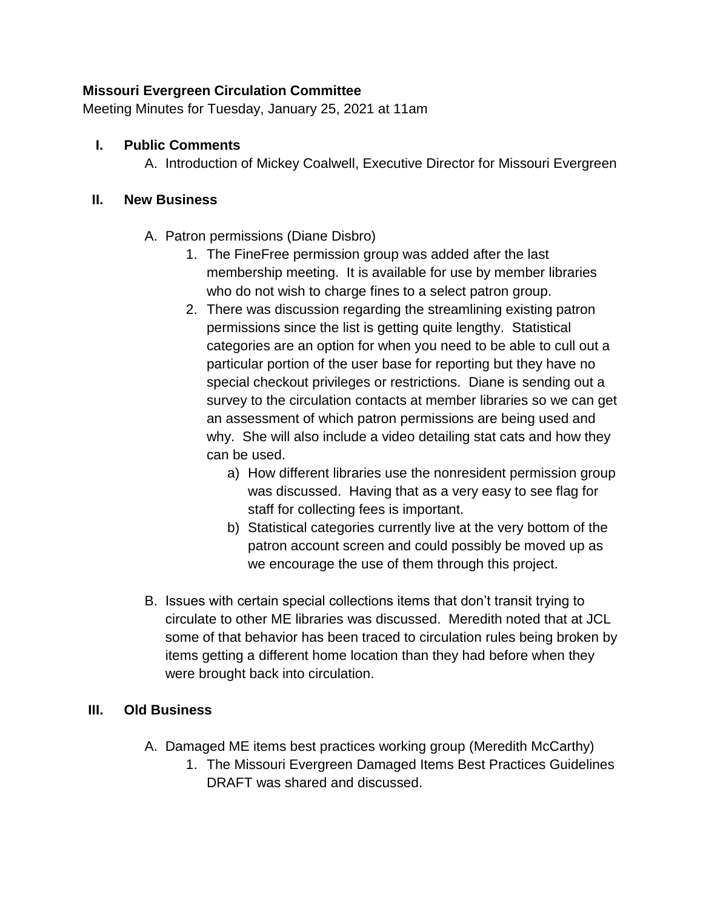**Missouri Evergreen Circulation Committee**

Meeting Minutes for Tuesday, January 25, 2021 at 11am

I. **Public Comments**
   A. Introduction of Mickey Coalwell, Executive Director for Missouri Evergreen

II. **New Business**
   A. Patron permissions (Diane Disbro)
      1. The FineFree permission group was added after the last membership meeting. It is available for use by member libraries who do not wish to charge fines to a select patron group.
      2. There was discussion regarding the streamlining existing patron permissions since the list is getting quite lengthy. Statistical categories are an option for when you need to be able to cull out a particular portion of the user base for reporting but they have no special checkout privileges or restrictions. Diane is sending out a survey to the circulation contacts at member libraries so we can get an assessment of which patron permissions are being used and why. She will also include a video detailing stat cats and how they can be used.
         a) How different libraries use the nonresident permission group was discussed. Having that as a very easy to see flag for staff for collecting fees is important.
         b) Statistical categories currently live at the very bottom of the patron account screen and could possibly be moved up as we encourage the use of them through this project.
   B. Issues with certain special collections items that don't transit trying to circulate to other ME libraries was discussed. Meredith noted that at JCL some of that behavior has been traced to circulation rules being broken by items getting a different home location than they had before when they were brought back into circulation.

III. **Old Business**
   A. Damaged ME items best practices working group (Meredith McCarthy)
      1. The Missouri Evergreen Damaged Items Best Practices Guidelines DRAFT was shared and discussed.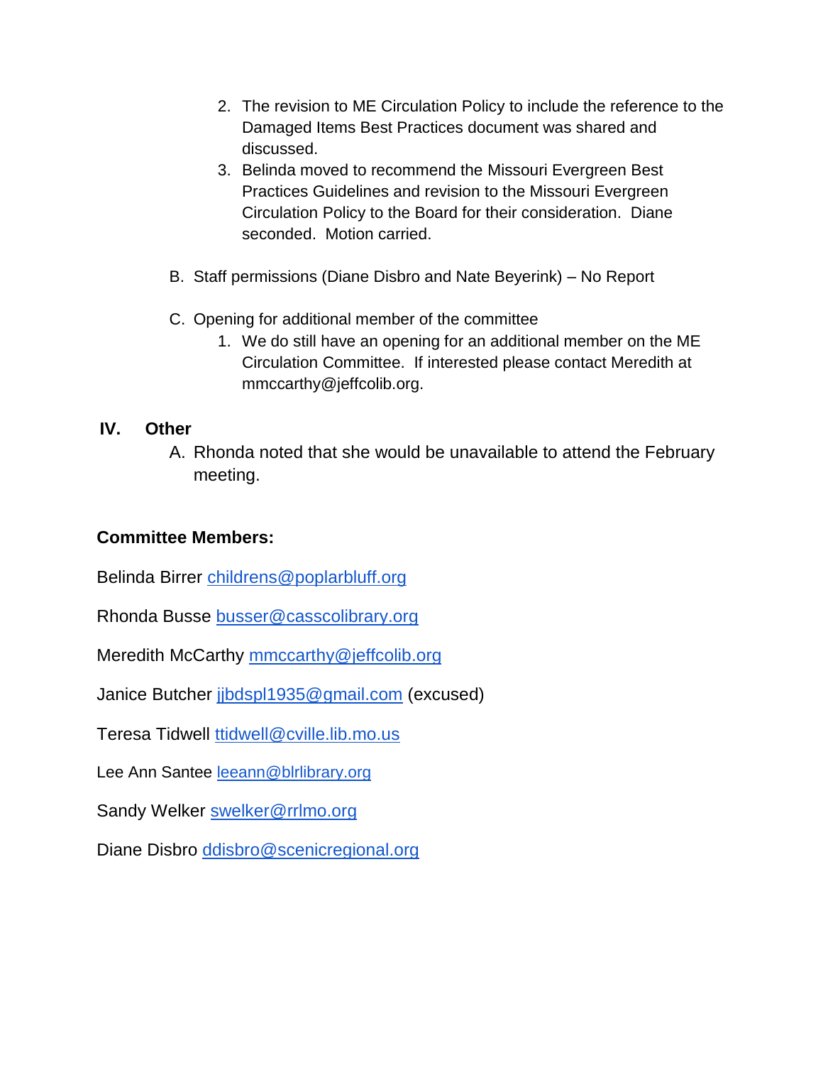2. The revision to ME Circulation Policy to include the reference to the Damaged Items Best Practices document was shared and discussed.
3. Belinda moved to recommend the Missouri Evergreen Best Practices Guidelines and revision to the Missouri Evergreen Circulation Policy to the Board for their consideration. Diane seconded. Motion carried.

B. Staff permissions (Diane Disbro and Nate Beyerink) – No Report

C. Opening for additional member of the committee
   1. We do still have an opening for an additional member on the ME Circulation Committee. If interested please contact Meredith at mmccarthy@jeffcolib.org.

## IV. Other

A. Rhonda noted that she would be unavailable to attend the February meeting.

**Committee Members:**

Belinda Birrer childrens@poplarbluff.org

Rhonda Busse busser@casscolibrary.org

Meredith McCarthy mmccarthy@jeffcolib.org

Janice Butcher jjbdspl1935@gmail.com (excused)

Teresa Tidwell ttidwell@cville.lib.mo.us

Lee Ann Santee leeann@blrlibrary.org

Sandy Welker swelker@rrlmo.org

Diane Disbro ddisbro@scenicregional.org